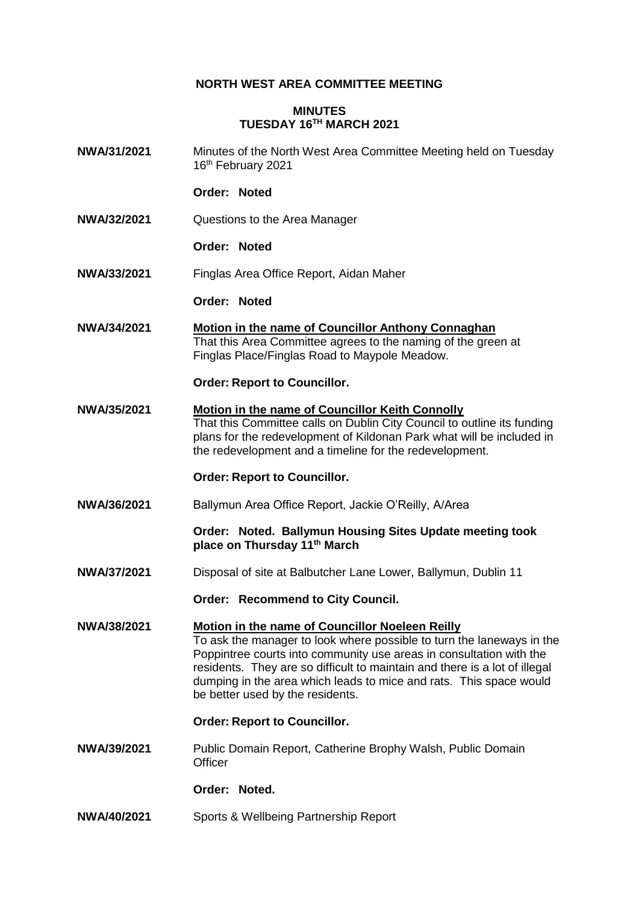# NORTH WEST AREA COMMITTEE MEETING

## MINUTES
## TUESDAY 16TH MARCH 2021

**NWA/31/2021** Minutes of the North West Area Committee Meeting held on Tuesday 16th February 2021

**Order: Noted**

**NWA/32/2021** Questions to the Area Manager

**Order: Noted**

**NWA/33/2021** Finglas Area Office Report, Aidan Maher

**Order: Noted**

**NWA/34/2021** **Motion in the name of Councillor Anthony Connaghan**
That this Area Committee agrees to the naming of the green at Finglas Place/Finglas Road to Maypole Meadow.

**Order: Report to Councillor.**

**NWA/35/2021** **Motion in the name of Councillor Keith Connolly**
That this Committee calls on Dublin City Council to outline its funding plans for the redevelopment of Kildonan Park what will be included in the redevelopment and a timeline for the redevelopment.

**Order: Report to Councillor.**

**NWA/36/2021** Ballymun Area Office Report, Jackie O'Reilly, A/Area

**Order: Noted. Ballymun Housing Sites Update meeting took place on Thursday 11th March**

**NWA/37/2021** Disposal of site at Balbutcher Lane Lower, Ballymun, Dublin 11

**Order: Recommend to City Council.**

**NWA/38/2021** **Motion in the name of Councillor Noeleen Reilly**
To ask the manager to look where possible to turn the laneways in the Poppintree courts into community use areas in consultation with the residents. They are so difficult to maintain and there is a lot of illegal dumping in the area which leads to mice and rats. This space would be better used by the residents.

**Order: Report to Councillor.**

**NWA/39/2021** Public Domain Report, Catherine Brophy Walsh, Public Domain Officer

**Order: Noted.**

**NWA/40/2021** Sports & Wellbeing Partnership Report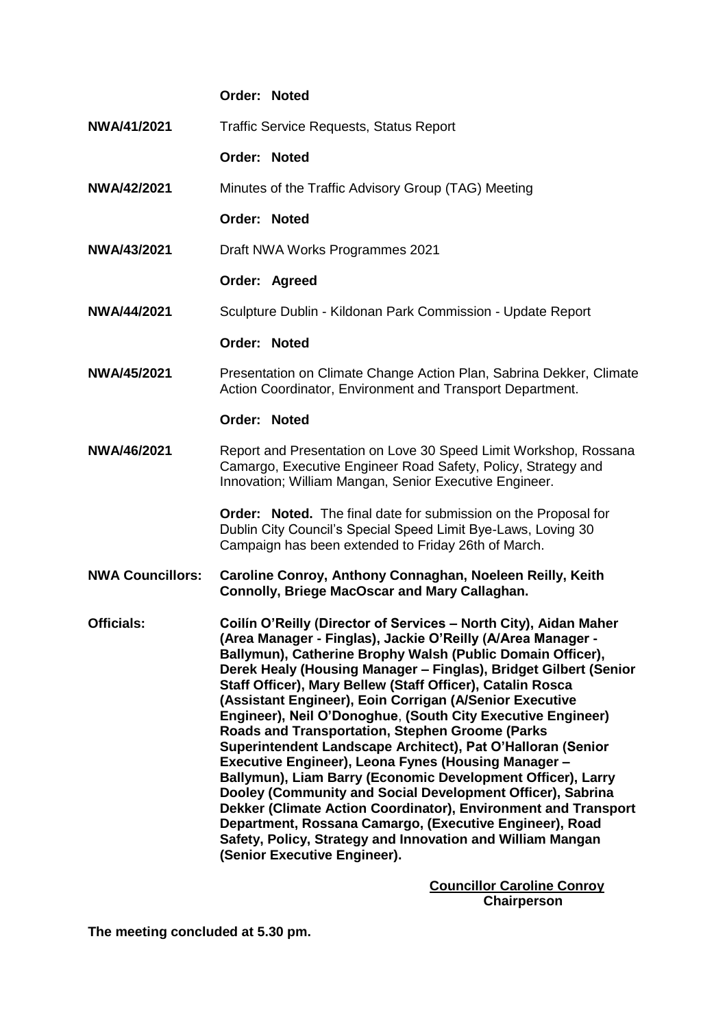**Order: Noted**

**NWA/41/2021** Traffic Service Requests, Status Report

**Order: Noted**

**NWA/42/2021** Minutes of the Traffic Advisory Group (TAG) Meeting

**Order: Noted**

**NWA/43/2021** Draft NWA Works Programmes 2021

**Order: Agreed**

**NWA/44/2021** Sculpture Dublin - Kildonan Park Commission - Update Report

**Order: Noted**

**NWA/45/2021** Presentation on Climate Change Action Plan, Sabrina Dekker, Climate Action Coordinator, Environment and Transport Department.

**Order: Noted**

**NWA/46/2021** Report and Presentation on Love 30 Speed Limit Workshop, Rossana Camargo, Executive Engineer Road Safety, Policy, Strategy and Innovation; William Mangan, Senior Executive Engineer.

**Order: Noted.** The final date for submission on the Proposal for Dublin City Council's Special Speed Limit Bye-Laws, Loving 30 Campaign has been extended to Friday 26th of March.

**NWA Councillors: Caroline Conroy, Anthony Connaghan, Noeleen Reilly, Keith Connolly, Briege MacOscar and Mary Callaghan.**

**Officials: Coilín O'Reilly (Director of Services – North City), Aidan Maher (Area Manager - Finglas), Jackie O'Reilly (A/Area Manager - Ballymun), Catherine Brophy Walsh (Public Domain Officer), Derek Healy (Housing Manager – Finglas), Bridget Gilbert (Senior Staff Officer), Mary Bellew (Staff Officer), Catalin Rosca (Assistant Engineer), Eoin Corrigan (A/Senior Executive Engineer), Neil O'Donoghue, (South City Executive Engineer) Roads and Transportation, Stephen Groome (Parks Superintendent Landscape Architect), Pat O'Halloran (Senior Executive Engineer), Leona Fynes (Housing Manager – Ballymun), Liam Barry (Economic Development Officer), Larry Dooley (Community and Social Development Officer), Sabrina Dekker (Climate Action Coordinator), Environment and Transport Department, Rossana Camargo, (Executive Engineer), Road Safety, Policy, Strategy and Innovation and William Mangan (Senior Executive Engineer).**

**Councillor Caroline Conroy**
**Chairperson**

**The meeting concluded at 5.30 pm.**